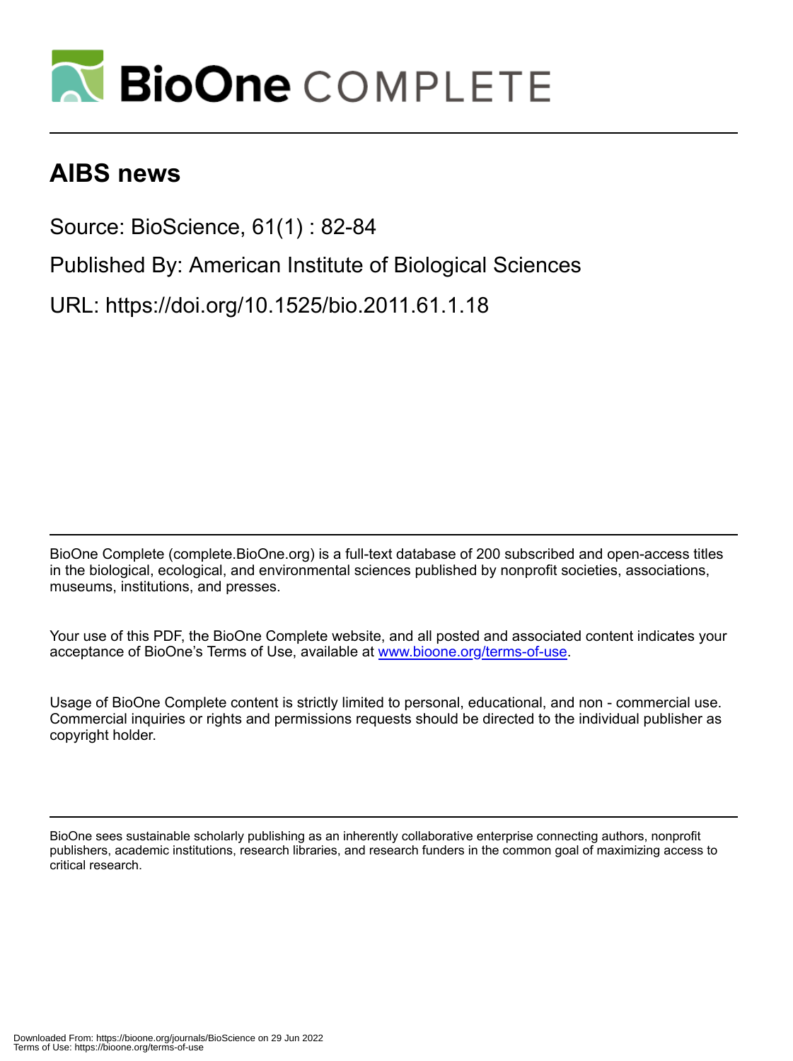# AIBS news

Source: BioScience, 61(1) : 82-84

Published By: American Institute of Biological Sciences

URL: https://doi.org/10.1525/bio.2011.61.1.18

BioOne Complete (complete.BioOne.org) is a full-text database of 200 subscribed and open-access titles in the biological, ecological, and environmental sciences published by nonprofit societies, associations, museums, institutions, and presses.

Your use of this PDF, the BioOne Complete website, and all posted and associated content indicates your acceptance of BioOne's Terms of Use, available at www.bioone.org/terms-of-use.

Usage of BioOne Complete content is strictly limited to personal, educational, and non - commercial use. Commercial inquiries or rights and permissions requests should be directed to the individual publisher as copyright holder.

BioOne sees sustainable scholarly publishing as an inherently collaborative enterprise connecting authors, nonprofit publishers, academic institutions, research libraries, and research funders in the common goal of maximizing access to critical research.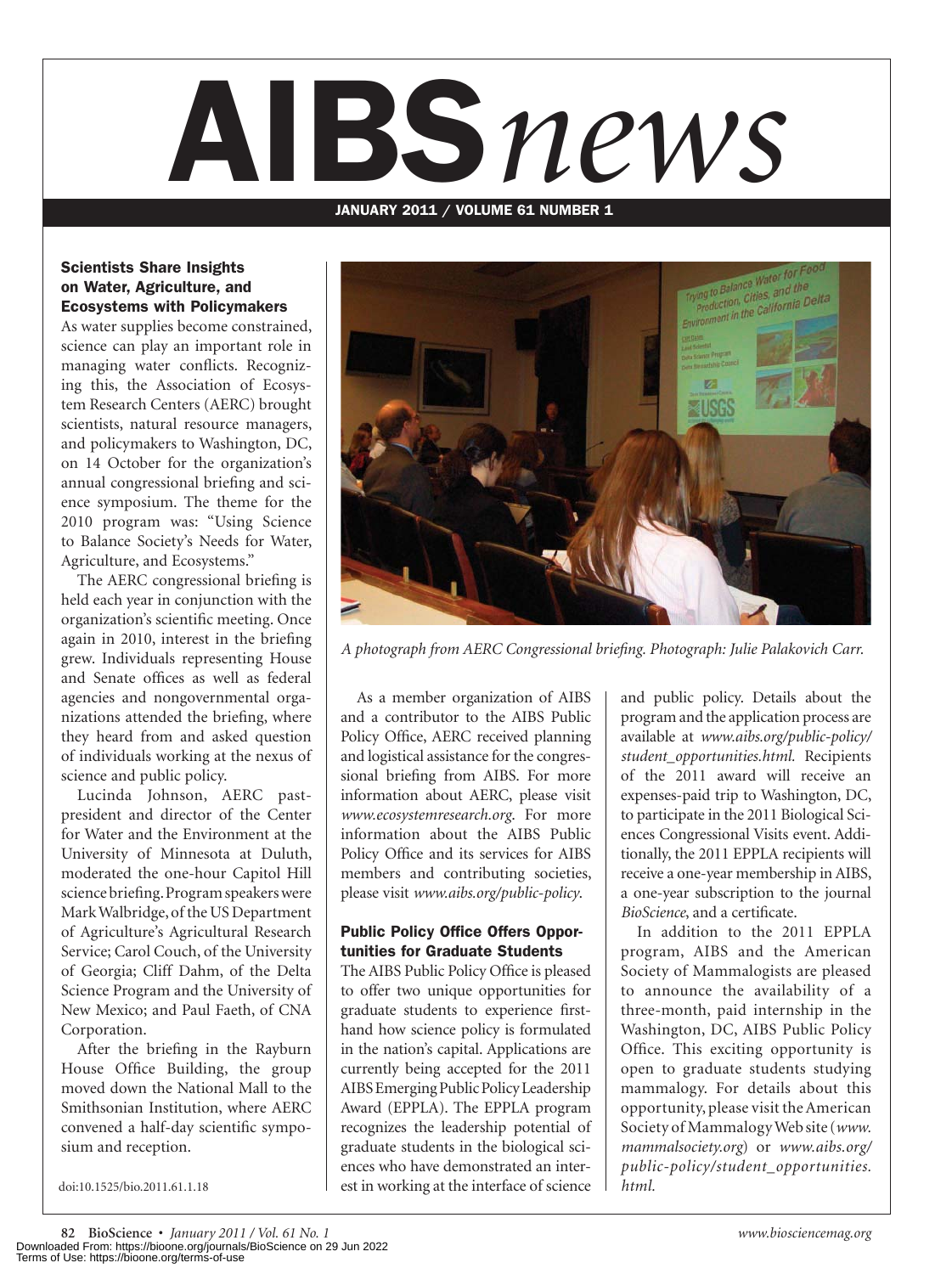# AIBS*news*

JANUARY 2011 / VOLUME 61 NUMBER 1

### Scientists Share Insights on Water, Agriculture, and Ecosystems with Policymakers

As water supplies become constrained, science can play an important role in managing water conflicts. Recognizing this, the Association of Ecosystem Research Centers (AERC) brought scientists, natural resource managers, and policymakers to Washington, DC, on 14 October for the organization's annual congressional briefing and science symposium. The theme for the 2010 program was: "Using Science to Balance Society's Needs for Water, Agriculture, and Ecosystems."

The AERC congressional briefing is held each year in conjunction with the organization's scientific meeting. Once again in 2010, interest in the briefing grew. Individuals representing House and Senate offices as well as federal agencies and nongovernmental organizations attended the briefing, where they heard from and asked question of individuals working at the nexus of science and public policy.

Lucinda Johnson, AERC past-president and director of the Center for Water and the Environment at the University of Minnesota at Duluth, moderated the one-hour Capitol Hill science briefing. Program speakers were Mark Walbridge, of the US Department of Agriculture's Agricultural Research Service; Carol Couch, of the University of Georgia; Cliff Dahm, of the Delta Science Program and the University of New Mexico; and Paul Faeth, of CNA Corporation.

After the briefing in the Rayburn House Office Building, the group moved down the National Mall to the Smithsonian Institution, where AERC convened a half-day scientific symposium and reception.

doi:10.1525/bio.2011.61.1.18

*A photograph from AERC Congressional briefing. Photograph: Julie Palakovich Carr.*

As a member organization of AIBS and a contributor to the AIBS Public Policy Office, AERC received planning and logistical assistance for the congressional briefing from AIBS. For more information about AERC, please visit *www.ecosystemresearch.org*. For more information about the AIBS Public Policy Office and its services for AIBS members and contributing societies, please visit *www.aibs.org/public-policy*.

### Public Policy Office Offers Opportunities for Graduate Students

The AIBS Public Policy Office is pleased to offer two unique opportunities for graduate students to experience firsthand how science policy is formulated in the nation's capital. Applications are currently being accepted for the 2011 AIBS Emerging Public Policy Leadership Award (EPPLA). The EPPLA program recognizes the leadership potential of graduate students in the biological sciences who have demonstrated an interest in working at the interface of science and public policy. Details about the program and the application process are available at *www.aibs.org/public-policy/student_opportunities.html*. Recipients of the 2011 award will receive an expenses-paid trip to Washington, DC, to participate in the 2011 Biological Sciences Congressional Visits event. Additionally, the 2011 EPPLA recipients will receive a one-year membership in AIBS, a one-year subscription to the journal *BioScience*, and a certificate.

In addition to the 2011 EPPLA program, AIBS and the American Society of Mammalogists are pleased to announce the availability of a three-month, paid internship in the Washington, DC, AIBS Public Policy Office. This exciting opportunity is open to graduate students studying mammalogy. For details about this opportunity, please visit the American Society of Mammalogy Web site (*www.mammalsociety.org*) or *www.aibs.org/public-policy/student_opportunities.html*.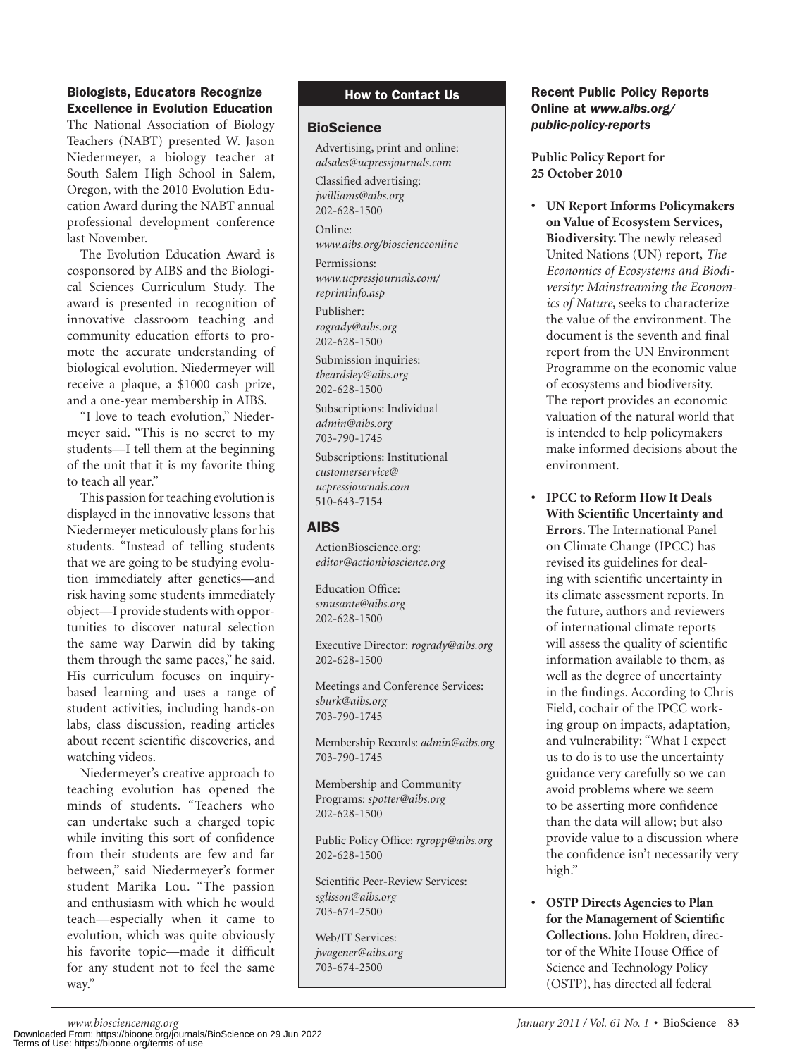### Biologists, Educators Recognize Excellence in Evolution Education

The National Association of Biology Teachers (NABT) presented W. Jason Niedermeyer, a biology teacher at South Salem High School in Salem, Oregon, with the 2010 Evolution Education Award during the NABT annual professional development conference last November.

The Evolution Education Award is cosponsored by AIBS and the Biological Sciences Curriculum Study. The award is presented in recognition of innovative classroom teaching and community education efforts to promote the accurate understanding of biological evolution. Niedermeyer will receive a plaque, a $1000 cash prize, and a one-year membership in AIBS.

"I love to teach evolution," Niedermeyer said. "This is no secret to my students—I tell them at the beginning of the unit that it is my favorite thing to teach all year."

This passion for teaching evolution is displayed in the innovative lessons that Niedermeyer meticulously plans for his students. "Instead of telling students that we are going to be studying evolution immediately after genetics—and risk having some students immediately object—I provide students with opportunities to discover natural selection the same way Darwin did by taking them through the same paces," he said. His curriculum focuses on inquiry-based learning and uses a range of student activities, including hands-on labs, class discussion, reading articles about recent scientific discoveries, and watching videos.

Niedermeyer's creative approach to teaching evolution has opened the minds of students. "Teachers who can undertake such a charged topic while inviting this sort of confidence from their students are few and far between," said Niedermeyer's former student Marika Lou. "The passion and enthusiasm with which he would teach—especially when it came to evolution, which was quite obviously his favorite topic—made it difficult for any student not to feel the same way."

### How to Contact Us

#### BioScience

Advertising, print and online:
*adsales@ucpressjournals.com*

Classified advertising:
*jwilliams@aibs.org*
202-628-1500

Online:
*www.aibs.org/bioscienceonline*

Permissions:
*www.ucpressjournals.com/reprintinfo.asp*

Publisher:
*rogrady@aibs.org*
202-628-1500

Submission inquiries:
*tbeardsley@aibs.org*
202-628-1500

Subscriptions: Individual
*admin@aibs.org*
703-790-1745

Subscriptions: Institutional
*customerservice@ucpressjournals.com*
510-643-7154

#### AIBS

ActionBioscience.org:
*editor@actionbioscience.org*

Education Office:
*smusante@aibs.org*
202-628-1500

Executive Director: *rogrady@aibs.org*
202-628-1500

Meetings and Conference Services:
*sburk@aibs.org*
703-790-1745

Membership Records: *admin@aibs.org*
703-790-1745

Membership and Community Programs: *spotter@aibs.org*
202-628-1500

Public Policy Office: *rgropp@aibs.org*
202-628-1500

Scientific Peer-Review Services:
*sglisson@aibs.org*
703-674-2500

Web/IT Services:
*jwagener@aibs.org*
703-674-2500

### Recent Public Policy Reports Online at *www.aibs.org/public-policy-reports*

**Public Policy Report for 25 October 2010**

- **UN Report Informs Policymakers on Value of Ecosystem Services, Biodiversity.** The newly released United Nations (UN) report, *The Economics of Ecosystems and Biodiversity: Mainstreaming the Economics of Nature*, seeks to characterize the value of the environment. The document is the seventh and final report from the UN Environment Programme on the economic value of ecosystems and biodiversity. The report provides an economic valuation of the natural world that is intended to help policymakers make informed decisions about the environment.
- **IPCC to Reform How It Deals With Scientific Uncertainty and Errors.** The International Panel on Climate Change (IPCC) has revised its guidelines for dealing with scientific uncertainty in its climate assessment reports. In the future, authors and reviewers of international climate reports will assess the quality of scientific information available to them, as well as the degree of uncertainty in the findings. According to Chris Field, cochair of the IPCC working group on impacts, adaptation, and vulnerability: "What I expect us to do is to use the uncertainty guidance very carefully so we can avoid problems where we seem to be asserting more confidence than the data will allow; but also provide value to a discussion where the confidence isn't necessarily very high."
- **OSTP Directs Agencies to Plan for the Management of Scientific Collections.** John Holdren, director of the White House Office of Science and Technology Policy (OSTP), has directed all federal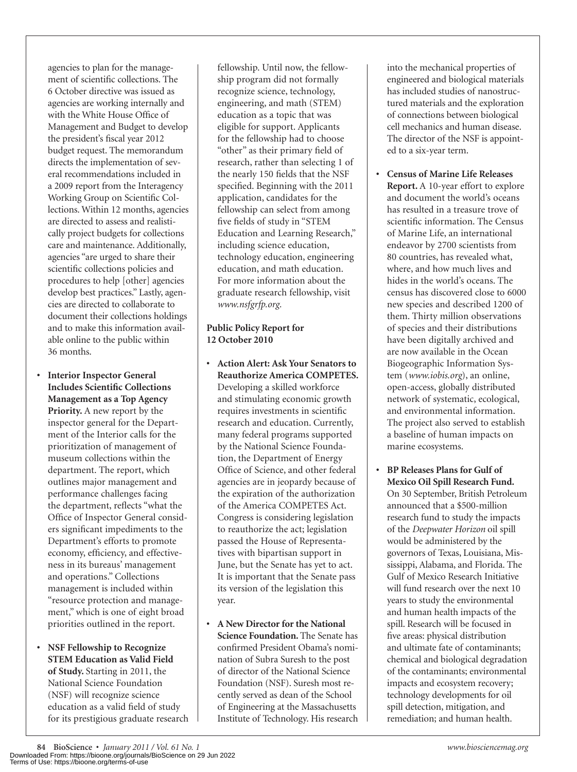agencies to plan for the management of scientific collections. The 6 October directive was issued as agencies are working internally and with the White House Office of Management and Budget to develop the president's fiscal year 2012 budget request. The memorandum directs the implementation of several recommendations included in a 2009 report from the Interagency Working Group on Scientific Collections. Within 12 months, agencies are directed to assess and realistically project budgets for collections care and maintenance. Additionally, agencies "are urged to share their scientific collections policies and procedures to help [other] agencies develop best practices." Lastly, agencies are directed to collaborate to document their collections holdings and to make this information available online to the public within 36 months.

- **Interior Inspector General Includes Scientific Collections Management as a Top Agency Priority.** A new report by the inspector general for the Department of the Interior calls for the prioritization of management of museum collections within the department. The report, which outlines major management and performance challenges facing the department, reflects "what the Office of Inspector General considers significant impediments to the Department's efforts to promote economy, efficiency, and effectiveness in its bureaus' management and operations." Collections management is included within "resource protection and management," which is one of eight broad priorities outlined in the report.

- **NSF Fellowship to Recognize STEM Education as Valid Field of Study.** Starting in 2011, the National Science Foundation (NSF) will recognize science education as a valid field of study for its prestigious graduate research fellowship. Until now, the fellowship program did not formally recognize science, technology, engineering, and math (STEM) education as a topic that was eligible for support. Applicants for the fellowship had to choose "other" as their primary field of research, rather than selecting 1 of the nearly 150 fields that the NSF specified. Beginning with the 2011 application, candidates for the fellowship can select from among five fields of study in "STEM Education and Learning Research," including science education, technology education, engineering education, and math education. For more information about the graduate research fellowship, visit *www.nsfgrfp.org.*

**Public Policy Report for 12 October 2010**

- **Action Alert: Ask Your Senators to Reauthorize America COMPETES.** Developing a skilled workforce and stimulating economic growth requires investments in scientific research and education. Currently, many federal programs supported by the National Science Foundation, the Department of Energy Office of Science, and other federal agencies are in jeopardy because of the expiration of the authorization of the America COMPETES Act. Congress is considering legislation to reauthorize the act; legislation passed the House of Representatives with bipartisan support in June, but the Senate has yet to act. It is important that the Senate pass its version of the legislation this year.

- **A New Director for the National Science Foundation.** The Senate has confirmed President Obama's nomination of Subra Suresh to the post of director of the National Science Foundation (NSF). Suresh most recently served as dean of the School of Engineering at the Massachusetts Institute of Technology. His research into the mechanical properties of engineered and biological materials has included studies of nanostructured materials and the exploration of connections between biological cell mechanics and human disease. The director of the NSF is appointed to a six-year term.

- **Census of Marine Life Releases Report.** A 10-year effort to explore and document the world's oceans has resulted in a treasure trove of scientific information. The Census of Marine Life, an international endeavor by 2700 scientists from 80 countries, has revealed what, where, and how much lives and hides in the world's oceans. The census has discovered close to 6000 new species and described 1200 of them. Thirty million observations of species and their distributions have been digitally archived and are now available in the Ocean Biogeographic Information System (*www.iobis.org*), an online, open-access, globally distributed network of systematic, ecological, and environmental information. The project also served to establish a baseline of human impacts on marine ecosystems.

- **BP Releases Plans for Gulf of Mexico Oil Spill Research Fund.** On 30 September, British Petroleum announced that a $500-million research fund to study the impacts of the *Deepwater Horizon* oil spill would be administered by the governors of Texas, Louisiana, Mississippi, Alabama, and Florida. The Gulf of Mexico Research Initiative will fund research over the next 10 years to study the environmental and human health impacts of the spill. Research will be focused in five areas: physical distribution and ultimate fate of contaminants; chemical and biological degradation of the contaminants; environmental impacts and ecosystem recovery; technology developments for oil spill detection, mitigation, and remediation; and human health.